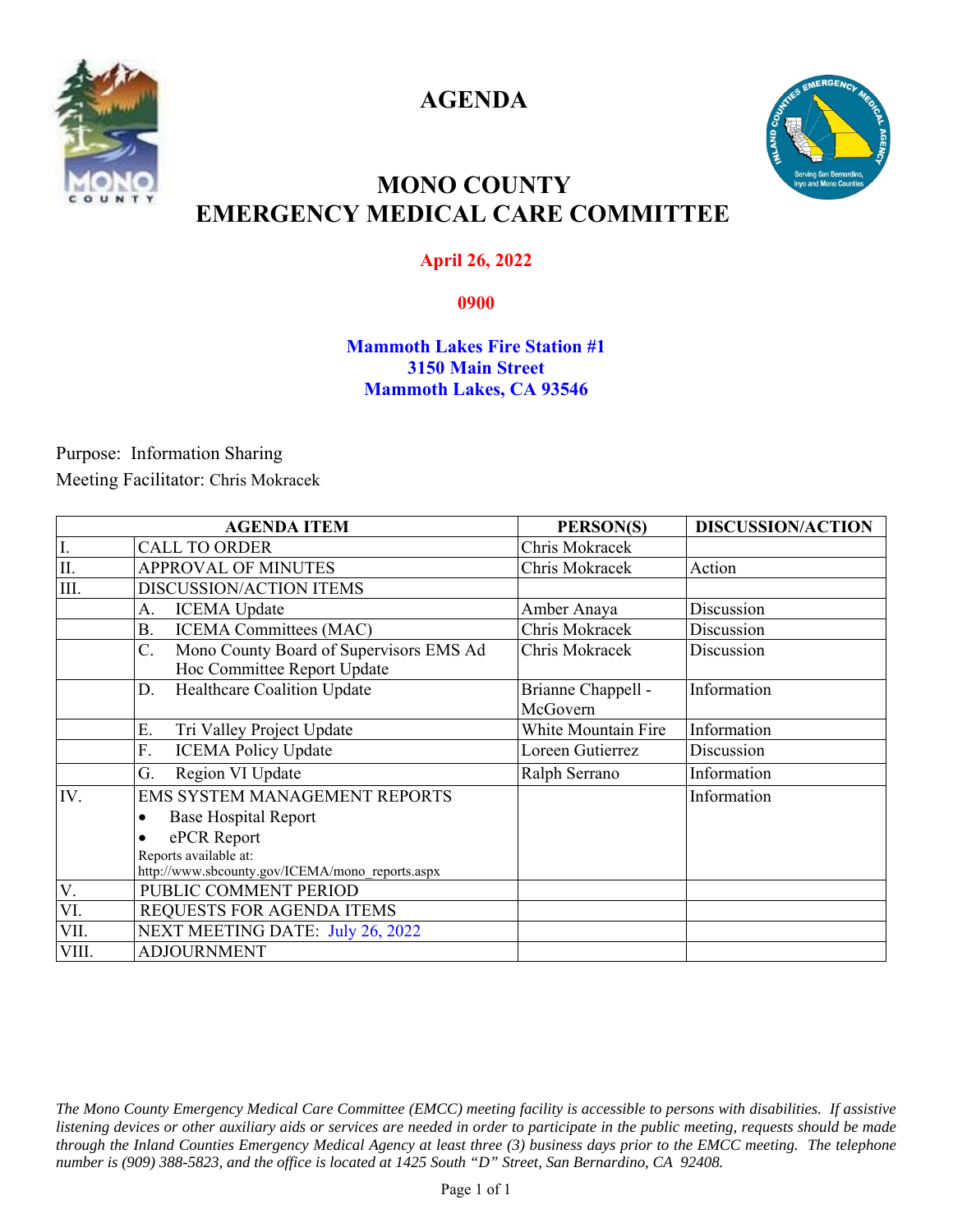# AGENDA

## MONO COUNTY
## EMERGENCY MEDICAL CARE COMMITTEE

**April 26, 2022**

**0900**

**Mammoth Lakes Fire Station #1**
**3150 Main Street**
**Mammoth Lakes, CA 93546**

Purpose: Information Sharing

Meeting Facilitator: Chris Mokracek

| AGENDA ITEM | | PERSON(S) | DISCUSSION/ACTION |
|---|---|---|---|
| I. | CALL TO ORDER | Chris Mokracek | |
| II. | APPROVAL OF MINUTES | Chris Mokracek | Action |
| III. | DISCUSSION/ACTION ITEMS | | |
| | A. ICEMA Update | Amber Anaya | Discussion |
| | B. ICEMA Committees (MAC) | Chris Mokracek | Discussion |
| | C. Mono County Board of Supervisors EMS Ad Hoc Committee Report Update | Chris Mokracek | Discussion |
| | D. Healthcare Coalition Update | Brianne Chappell - McGovern | Information |
| | E. Tri Valley Project Update | White Mountain Fire | Information |
| | F. ICEMA Policy Update | Loreen Gutierrez | Discussion |
| | G. Region VI Update | Ralph Serrano | Information |
| IV. | EMS SYSTEM MANAGEMENT REPORTS<br>• Base Hospital Report<br>• ePCR Report<br>Reports available at: http://www.sbcounty.gov/ICEMA/mono_reports.aspx | | Information |
| V. | PUBLIC COMMENT PERIOD | | |
| VI. | REQUESTS FOR AGENDA ITEMS | | |
| VII. | NEXT MEETING DATE: July 26, 2022 | | |
| VIII. | ADJOURNMENT | | |

*The Mono County Emergency Medical Care Committee (EMCC) meeting facility is accessible to persons with disabilities. If assistive listening devices or other auxiliary aids or services are needed in order to participate in the public meeting, requests should be made through the Inland Counties Emergency Medical Agency at least three (3) business days prior to the EMCC meeting. The telephone number is (909) 388-5823, and the office is located at 1425 South "D" Street, San Bernardino, CA 92408.*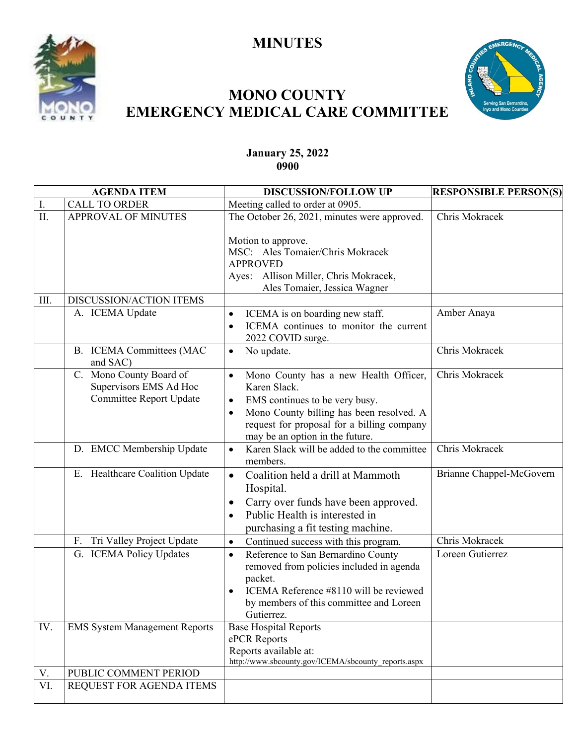# MINUTES

# MONO COUNTY
# EMERGENCY MEDICAL CARE COMMITTEE

**January 25, 2022**
**0900**

| | AGENDA ITEM | DISCUSSION/FOLLOW UP | RESPONSIBLE PERSON(S) |
|---|---|---|---|
| I. | CALL TO ORDER | Meeting called to order at 0905. | |
| II. | APPROVAL OF MINUTES | The October 26, 2021, minutes were approved.<br><br>Motion to approve.<br>MSC: Ales Tomaier/Chris Mokracek<br>APPROVED<br>Ayes: Allison Miller, Chris Mokracek, Ales Tomaier, Jessica Wagner | Chris Mokracek |
| III. | DISCUSSION/ACTION ITEMS | | |
| | A. ICEMA Update | • ICEMA is on boarding new staff.<br>• ICEMA continues to monitor the current 2022 COVID surge. | Amber Anaya |
| | B. ICEMA Committees (MAC and SAC) | • No update. | Chris Mokracek |
| | C. Mono County Board of Supervisors EMS Ad Hoc Committee Report Update | • Mono County has a new Health Officer, Karen Slack.<br>• EMS continues to be very busy.<br>• Mono County billing has been resolved. A request for proposal for a billing company may be an option in the future. | Chris Mokracek |
| | D. EMCC Membership Update | • Karen Slack will be added to the committee members. | Chris Mokracek |
| | E. Healthcare Coalition Update | • Coalition held a drill at Mammoth Hospital.<br>• Carry over funds have been approved.<br>• Public Health is interested in purchasing a fit testing machine. | Brianne Chappel-McGovern |
| | F. Tri Valley Project Update | • Continued success with this program. | Chris Mokracek |
| | G. ICEMA Policy Updates | • Reference to San Bernardino County removed from policies included in agenda packet.<br>• ICEMA Reference #8110 will be reviewed by members of this committee and Loreen Gutierrez. | Loreen Gutierrez |
| IV. | EMS System Management Reports | Base Hospital Reports<br>ePCR Reports<br>Reports available at:<br>http://www.sbcounty.gov/ICEMA/sbcounty_reports.aspx | |
| V. | PUBLIC COMMENT PERIOD | | |
| VI. | REQUEST FOR AGENDA ITEMS | | |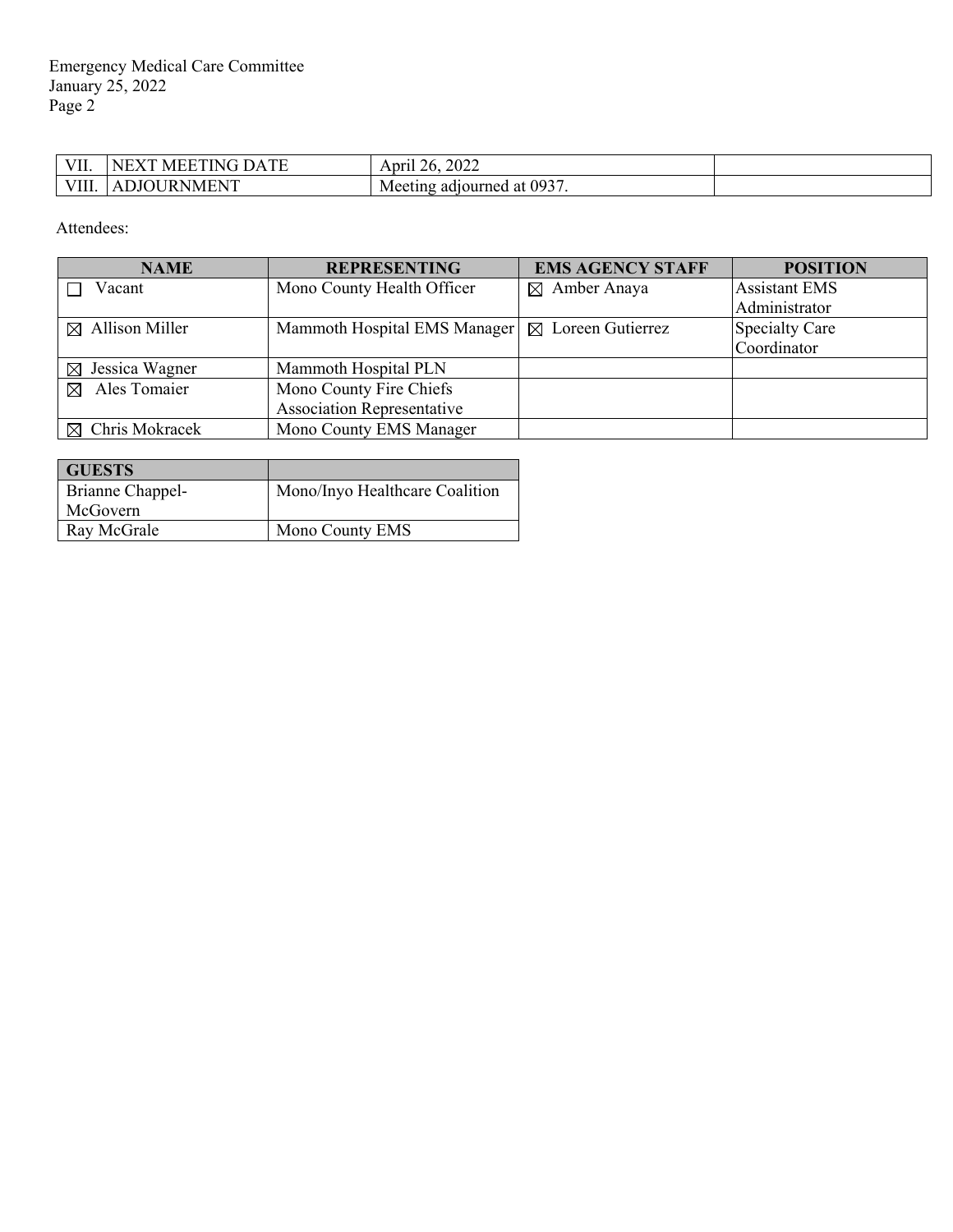| | | | |
|---|---|---|---|
| VII. | NEXT MEETING DATE | April 26, 2022 | |
| VIII. | ADJOURNMENT | Meeting adjourned at 0937. | |

Attendees:

| NAME | REPRESENTING | EMS AGENCY STAFF | POSITION |
|---|---|---|---|
| ☐ Vacant | Mono County Health Officer | ☒ Amber Anaya | Assistant EMS Administrator |
| ☒ Allison Miller | Mammoth Hospital EMS Manager | ☒ Loreen Gutierrez | Specialty Care Coordinator |
| ☒ Jessica Wagner | Mammoth Hospital PLN | | |
| ☒ Ales Tomaier | Mono County Fire Chiefs Association Representative | | |
| ☒ Chris Mokracek | Mono County EMS Manager | | |

| GUESTS | |
|---|---|
| Brianne Chappel-McGovern | Mono/Inyo Healthcare Coalition |
| Ray McGrale | Mono County EMS |